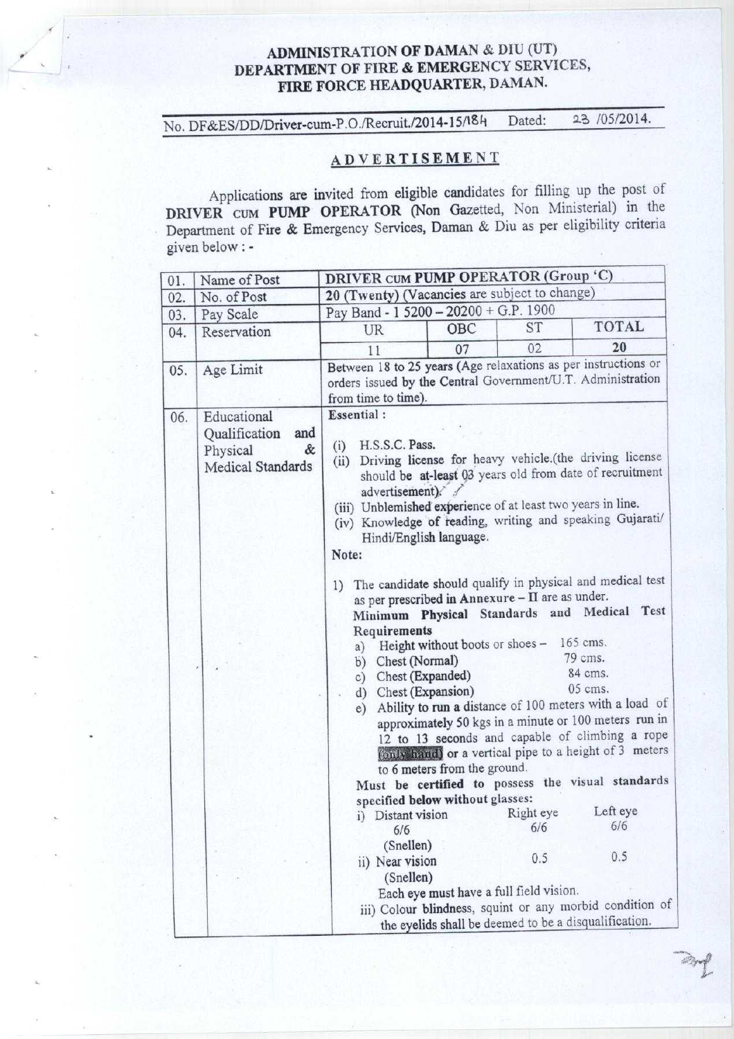# ADMINISTRATION OF DAMAN & DIU (UT)
## DEPARTMENT OF FIRE & EMERGENCY SERVICES,
## FIRE FORCE HEADQUARTER, DAMAN.

No. DF&ES/DD/Driver-cum-P.O./Recruit./2014-15/184 Dated: 23 /05/2014.

## ADVERTISEMENT

Applications are invited from eligible candidates for filling up the post of **DRIVER CUM PUMP OPERATOR** (Non Gazetted, Non Ministerial) in the Department of Fire & Emergency Services, Daman & Diu as per eligibility criteria given below : -

| 01. | Name of Post | **DRIVER CUM PUMP OPERATOR (Group 'C)** | | | |
|---|---|---|---|---|---|
| 02. | No. of Post | 20 (Twenty) (Vacancies are subject to change) | | | |
| 03. | Pay Scale | Pay Band - 1 5200 – 20200 + G.P. 1900 | | | |
| 04. | Reservation | UR | OBC | ST | TOTAL |
| | | 11 | 07 | 02 | 20 |
| 05. | Age Limit | Between 18 to 25 years (Age relaxations as per instructions or orders issued by the Central Government/U.T. Administration from time to time). | | | |
| 06. | Educational Qualification and Physical & Medical Standards | **Essential :**<br>(i) H.S.S.C. Pass.<br>(ii) Driving license for heavy vehicle.(the driving license should be at-least 03 years old from date of recruitment advertisement).<br>(iii) Unblemished experience of at least two years in line.<br>(iv) Knowledge of reading, writing and speaking Gujarati/ Hindi/English language.<br>**Note:**<br>1) The candidate should qualify in physical and medical test as per prescribed in Annexure – II are as under.<br>**Minimum Physical Standards and Medical Test Requirements**<br>a) Height without boots or shoes – 165 cms.<br>b) Chest (Normal) 79 cms.<br>c) Chest (Expanded) 84 cms.<br>d) Chest (Expansion) 05 cms.<br>e) Ability to run a distance of 100 meters with a load of approximately 50 kgs in a minute or 100 meters run in 12 to 13 seconds and capable of climbing a rope (only hand) or a vertical pipe to a height of 3 meters to 6 meters from the ground.<br>**Must be certified to possess the visual standards specified below without glasses:**<br>i) Distant vision 6/6 (Snellen) — Right eye 6/6, Left eye 6/6<br>ii) Near vision (Snellen) — Right eye 0.5, Left eye 0.5<br>Each eye must have a full field vision.<br>iii) Colour blindness, squint or any morbid condition of the eyelids shall be deemed to be a disqualification. | | | |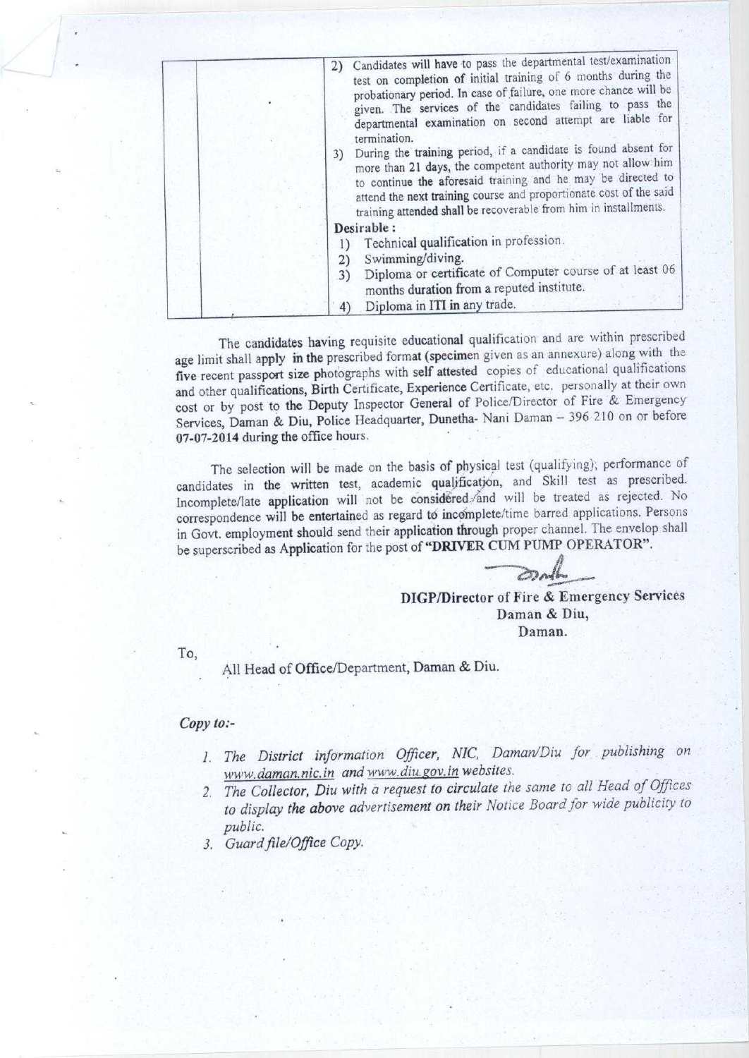| | | 2) Candidates will have to pass the departmental test/examination test on completion of initial training of 6 months during the probationary period. In case of failure, one more chance will be given. The services of the candidates failing to pass the departmental examination on second attempt are liable for termination.<br>3) During the training period, if a candidate is found absent for more than 21 days, the competent authority may not allow him to continue the aforesaid training and he may be directed to attend the next training course and proportionate cost of the said training attended shall be recoverable from him in installments.<br>**Desirable :**<br>1) Technical qualification in profession.<br>2) Swimming/diving.<br>3) Diploma or certificate of Computer course of at least 06 months duration from a reputed institute.<br>4) Diploma in ITI in any trade. |
|---|---|---|

The candidates having requisite educational qualification and are within prescribed age limit shall apply in the prescribed format (specimen given as an annexure) along with the five recent passport size photographs with self attested copies of educational qualifications and other qualifications, Birth Certificate, Experience Certificate, etc. personally at their own cost or by post to the Deputy Inspector General of Police/Director of Fire & Emergency Services, Daman & Diu, Police Headquarter, Dunetha- Nani Daman – 396 210 on or before **07-07-2014** during the office hours.

The selection will be made on the basis of physical test (qualifying), performance of candidates in the written test, academic qualification, and Skill test as prescribed. Incomplete/late application will not be considered and will be treated as rejected. No correspondence will be entertained as regard to incomplete/time barred applications. Persons in Govt. employment should send their application through proper channel. The envelop shall be superscribed as Application for the post of **"DRIVER CUM PUMP OPERATOR"**.

**DIGP/Director of Fire & Emergency Services**
**Daman & Diu,**
**Daman.**

To,

All Head of Office/Department, Daman & Diu.

*Copy to:-*

1. *The District information Officer, NIC, Daman/Diu for publishing on www.daman.nic.in and www.diu.gov.in websites.*
2. *The Collector, Diu with a request to circulate the same to all Head of Offices to display the above advertisement on their Notice Board for wide publicity to public.*
3. *Guard file/Office Copy.*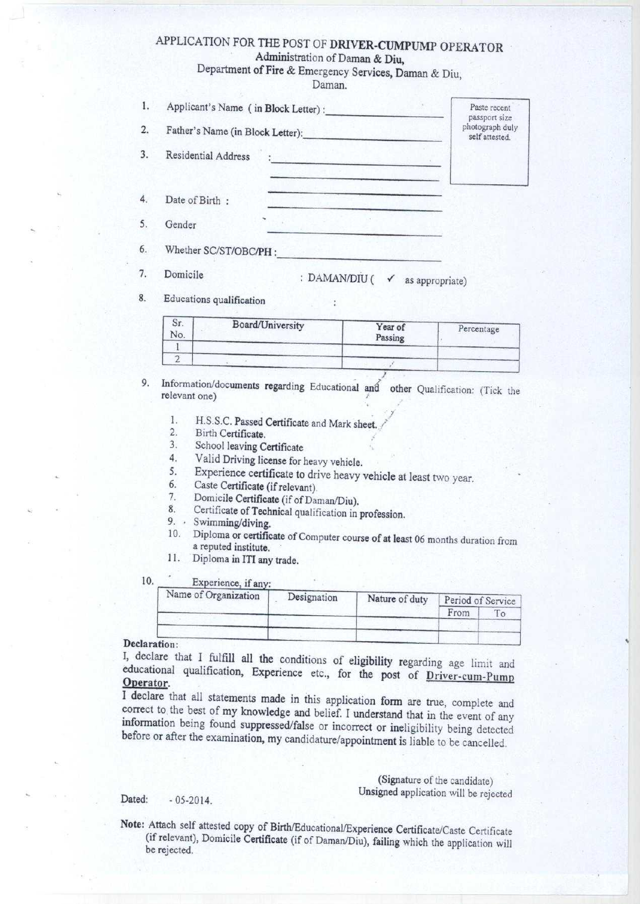# APPLICATION FOR THE POST OF DRIVER-CUMPUMP OPERATOR

## Administration of Daman & Diu,

## Department of Fire & Emergency Services, Daman & Diu,

## Daman.

Paste recent passport size photograph duly self attested.

1. Applicant's Name ( in Block Letter) : ____________________
2. Father's Name (in Block Letter): ____________________
3. Residential Address : ____________________
4. Date of Birth : ____________________
5. Gender ____________________
6. Whether SC/ST/OBC/PH : ____________________
7. Domicile : DAMAN/DIU ( ✓ as appropriate)
8. Educations qualification :

| Sr. No. | Board/University | Year of Passing | Percentage |
|---|---|---|---|
| 1 | | | |
| 2 | | | |

9. Information/documents regarding Educational and other Qualification: (Tick the relevant one)
   1. H.S.S.C. Passed Certificate and Mark sheet.
   2. Birth Certificate.
   3. School leaving Certificate
   4. Valid Driving license for heavy vehicle.
   5. Experience certificate to drive heavy vehicle at least two year.
   6. Caste Certificate (if relevant).
   7. Domicile Certificate (if of Daman/Diu).
   8. Certificate of Technical qualification in profession.
   9. Swimming/diving.
   10. Diploma or certificate of Computer course of at least 06 months duration from a reputed institute.
   11. Diploma in ITI any trade.
10. Experience, if any:

| Name of Organization | Designation | Nature of duty | Period of Service | |
|---|---|---|---|---|
| | | | From | To |
| | | | | |
| | | | | |

**Declaration:**

I, declare that I fulfill all the conditions of eligibility regarding age limit and educational qualification, Experience etc., for the post of **Driver-cum-Pump Operator**.

I declare that all statements made in this application form are true, complete and correct to the best of my knowledge and belief. I understand that in the event of any information being found suppressed/false or incorrect or ineligibility being detected before or after the examination, my candidature/appointment is liable to be cancelled.

(Signature of the candidate)
Unsigned application will be rejected

Dated: - 05-2014.

**Note:** Attach self attested copy of Birth/Educational/Experience Certificate/Caste Certificate (if relevant), Domicile Certificate (if of Daman/Diu), failing which the application will be rejected.